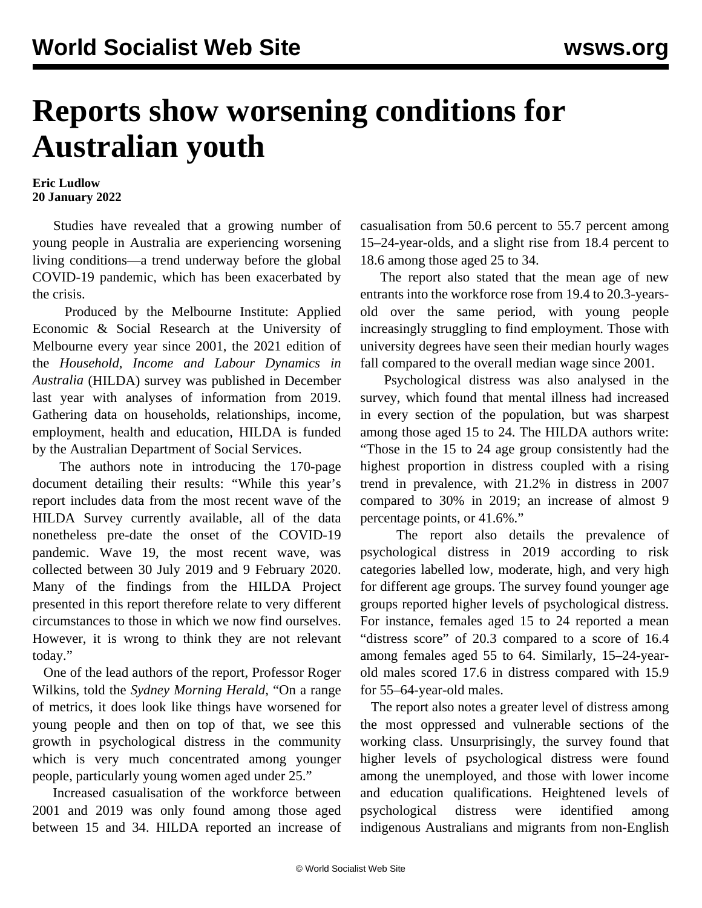# Reports show worsening conditions for Australian youth

**Eric Ludlow**
**20 January 2022**

Studies have revealed that a growing number of young people in Australia are experiencing worsening living conditions—a trend underway before the global COVID-19 pandemic, which has been exacerbated by the crisis.

Produced by the Melbourne Institute: Applied Economic & Social Research at the University of Melbourne every year since 2001, the 2021 edition of the *Household, Income and Labour Dynamics in Australia* (HILDA) survey was published in December last year with analyses of information from 2019. Gathering data on households, relationships, income, employment, health and education, HILDA is funded by the Australian Department of Social Services.

The authors note in introducing the 170-page document detailing their results: "While this year's report includes data from the most recent wave of the HILDA Survey currently available, all of the data nonetheless pre-date the onset of the COVID-19 pandemic. Wave 19, the most recent wave, was collected between 30 July 2019 and 9 February 2020. Many of the findings from the HILDA Project presented in this report therefore relate to very different circumstances to those in which we now find ourselves. However, it is wrong to think they are not relevant today."

One of the lead authors of the report, Professor Roger Wilkins, told the *Sydney Morning Herald*, "On a range of metrics, it does look like things have worsened for young people and then on top of that, we see this growth in psychological distress in the community which is very much concentrated among younger people, particularly young women aged under 25."

Increased casualisation of the workforce between 2001 and 2019 was only found among those aged between 15 and 34. HILDA reported an increase of casualisation from 50.6 percent to 55.7 percent among 15–24-year-olds, and a slight rise from 18.4 percent to 18.6 among those aged 25 to 34.

The report also stated that the mean age of new entrants into the workforce rose from 19.4 to 20.3-years-old over the same period, with young people increasingly struggling to find employment. Those with university degrees have seen their median hourly wages fall compared to the overall median wage since 2001.

Psychological distress was also analysed in the survey, which found that mental illness had increased in every section of the population, but was sharpest among those aged 15 to 24. The HILDA authors write: "Those in the 15 to 24 age group consistently had the highest proportion in distress coupled with a rising trend in prevalence, with 21.2% in distress in 2007 compared to 30% in 2019; an increase of almost 9 percentage points, or 41.6%."

The report also details the prevalence of psychological distress in 2019 according to risk categories labelled low, moderate, high, and very high for different age groups. The survey found younger age groups reported higher levels of psychological distress. For instance, females aged 15 to 24 reported a mean "distress score" of 20.3 compared to a score of 16.4 among females aged 55 to 64. Similarly, 15–24-year-old males scored 17.6 in distress compared with 15.9 for 55–64-year-old males.

The report also notes a greater level of distress among the most oppressed and vulnerable sections of the working class. Unsurprisingly, the survey found that higher levels of psychological distress were found among the unemployed, and those with lower income and education qualifications. Heightened levels of psychological distress were identified among indigenous Australians and migrants from non-English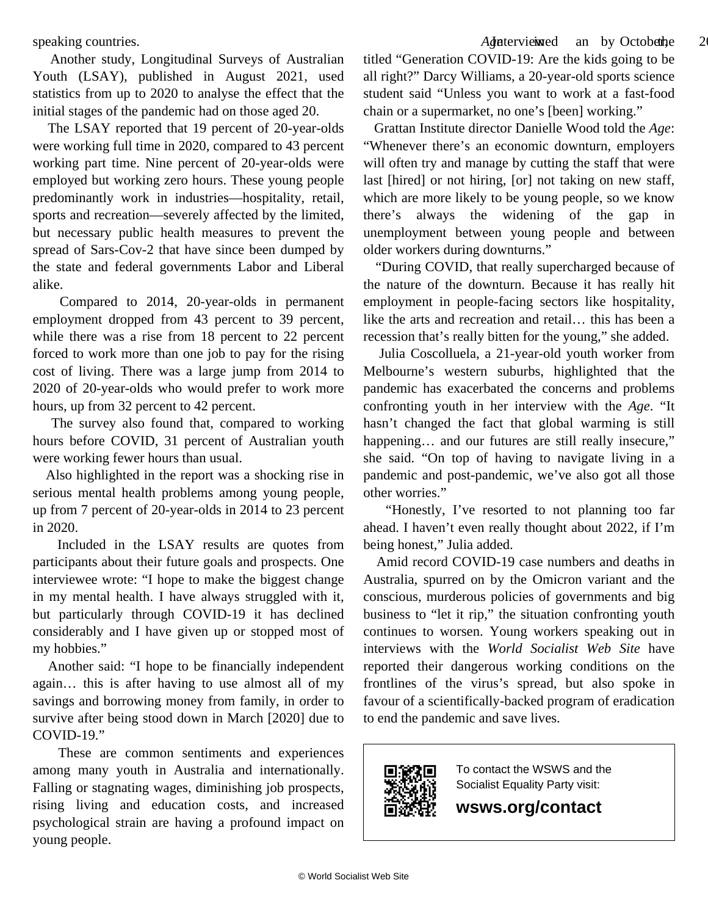speaking countries.

Another study, Longitudinal Surveys of Australian Youth (LSAY), published in August 2021, used statistics from up to 2020 to analyse the effect that the initial stages of the pandemic had on those aged 20.

The LSAY reported that 19 percent of 20-year-olds were working full time in 2020, compared to 43 percent working part time. Nine percent of 20-year-olds were employed but working zero hours. These young people predominantly work in industries—hospitality, retail, sports and recreation—severely affected by the limited, but necessary public health measures to prevent the spread of Sars-Cov-2 that have since been dumped by the state and federal governments Labor and Liberal alike.

Compared to 2014, 20-year-olds in permanent employment dropped from 43 percent to 39 percent, while there was a rise from 18 percent to 22 percent forced to work more than one job to pay for the rising cost of living. There was a large jump from 2014 to 2020 of 20-year-olds who would prefer to work more hours, up from 32 percent to 42 percent.

The survey also found that, compared to working hours before COVID, 31 percent of Australian youth were working fewer hours than usual.

Also highlighted in the report was a shocking rise in serious mental health problems among young people, up from 7 percent of 20-year-olds in 2014 to 23 percent in 2020.

Included in the LSAY results are quotes from participants about their future goals and prospects. One interviewee wrote: "I hope to make the biggest change in my mental health. I have always struggled with it, but particularly through COVID-19 it has declined considerably and I have given up or stopped most of my hobbies."

Another said: "I hope to be financially independent again… this is after having to use almost all of my savings and borrowing money from family, in order to survive after being stood down in March [2020] due to COVID-19."

These are common sentiments and experiences among many youth in Australia and internationally. Falling or stagnating wages, diminishing job prospects, rising living and education costs, and increased psychological strain are having a profound impact on young people.

Interviewed by the *Age* in an October 20 article titled "Generation COVID-19: Are the kids going to be all right?" Darcy Williams, a 20-year-old sports science student said "Unless you want to work at a fast-food chain or a supermarket, no one's [been] working."

Grattan Institute director Danielle Wood told the *Age*: "Whenever there's an economic downturn, employers will often try and manage by cutting the staff that were last [hired] or not hiring, [or] not taking on new staff, which are more likely to be young people, so we know there's always the widening of the gap in unemployment between young people and between older workers during downturns."

"During COVID, that really supercharged because of the nature of the downturn. Because it has really hit employment in people-facing sectors like hospitality, like the arts and recreation and retail… this has been a recession that's really bitten for the young," she added.

Julia Coscolluela, a 21-year-old youth worker from Melbourne's western suburbs, highlighted that the pandemic has exacerbated the concerns and problems confronting youth in her interview with the *Age*. "It hasn't changed the fact that global warming is still happening… and our futures are still really insecure," she said. "On top of having to navigate living in a pandemic and post-pandemic, we've also got all those other worries."

"Honestly, I've resorted to not planning too far ahead. I haven't even really thought about 2022, if I'm being honest," Julia added.

Amid record COVID-19 case numbers and deaths in Australia, spurred on by the Omicron variant and the conscious, murderous policies of governments and big business to "let it rip," the situation confronting youth continues to worsen. Young workers speaking out in interviews with the *World Socialist Web Site* have reported their dangerous working conditions on the frontlines of the virus's spread, but also spoke in favour of a scientifically-backed program of eradication to end the pandemic and save lives.

To contact the WSWS and the Socialist Equality Party visit:

**wsws.org/contact**